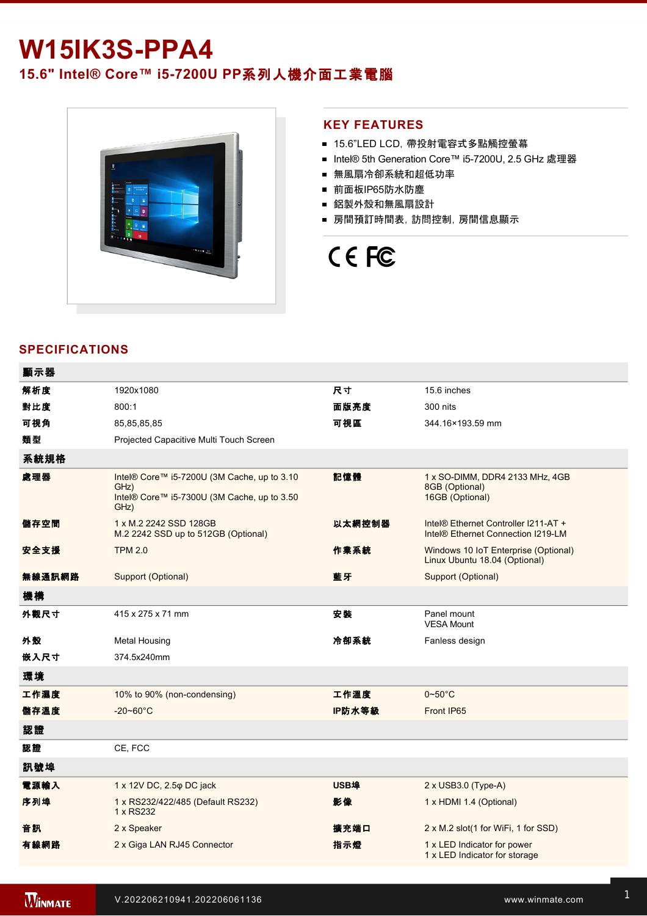# W15IK3S-PPA4

## 15.6" Intel® Core™ i5-7200U PP系列人機介面工業電腦

## KEY FEATURES

- 15.6"LED LCD, 帶投射電容式多點觸控螢幕
- Intel® 5th Generation Core™ i5-7200U, 2.5 GHz 處理器
- 無風扇冷卻系統和超低功率
- 前面板IP65防水防塵
- 鋁製外殼和無風扇設計
- 房間預訂時間表, 訪問控制, 房間信息顯示

CE FC

## SPECIFICATIONS

| **顯示器** | | | |
|---|---|---|---|
| **解析度** | 1920x1080 | **尺寸** | 15.6 inches |
| **對比度** | 800:1 | **面版亮度** | 300 nits |
| **可視角** | 85,85,85,85 | **可視區** | 344.16×193.59 mm |
| **類型** | Projected Capacitive Multi Touch Screen | | |
| **系統規格** | | | |
| **處理器** | Intel® Core™ i5-7200U (3M Cache, up to 3.10 GHz)<br>Intel® Core™ i5-7300U (3M Cache, up to 3.50 GHz) | **記憶體** | 1 x SO-DIMM, DDR4 2133 MHz, 4GB<br>8GB (Optional)<br>16GB (Optional) |
| **儲存空間** | 1 x M.2 2242 SSD 128GB<br>M.2 2242 SSD up to 512GB (Optional) | **以太網控制器** | Intel® Ethernet Controller I211-AT +<br>Intel® Ethernet Connection I219-LM |
| **安全支援** | TPM 2.0 | **作業系統** | Windows 10 IoT Enterprise (Optional)<br>Linux Ubuntu 18.04 (Optional) |
| **無線通訊網路** | Support (Optional) | **藍牙** | Support (Optional) |
| **機構** | | | |
| **外觀尺寸** | 415 x 275 x 71 mm | **安裝** | Panel mount<br>VESA Mount |
| **外殼** | Metal Housing | **冷卻系統** | Fanless design |
| **嵌入尺寸** | 374.5x240mm | | |
| **環境** | | | |
| **工作濕度** | 10% to 90% (non-condensing) | **工作溫度** | 0~50°C |
| **儲存溫度** | -20~60°C | **IP防水等級** | Front IP65 |
| **認證** | | | |
| **認證** | CE, FCC | | |
| **訊號埠** | | | |
| **電源輸入** | 1 x 12V DC, 2.5φ DC jack | **USB埠** | 2 x USB3.0 (Type-A) |
| **序列埠** | 1 x RS232/422/485 (Default RS232)<br>1 x RS232 | **影像** | 1 x HDMI 1.4 (Optional) |
| **音訊** | 2 x Speaker | **擴充端口** | 2 x M.2 slot(1 for WiFi, 1 for SSD) |
| **有線網路** | 2 x Giga LAN RJ45 Connector | **指示燈** | 1 x LED Indicator for power<br>1 x LED Indicator for storage |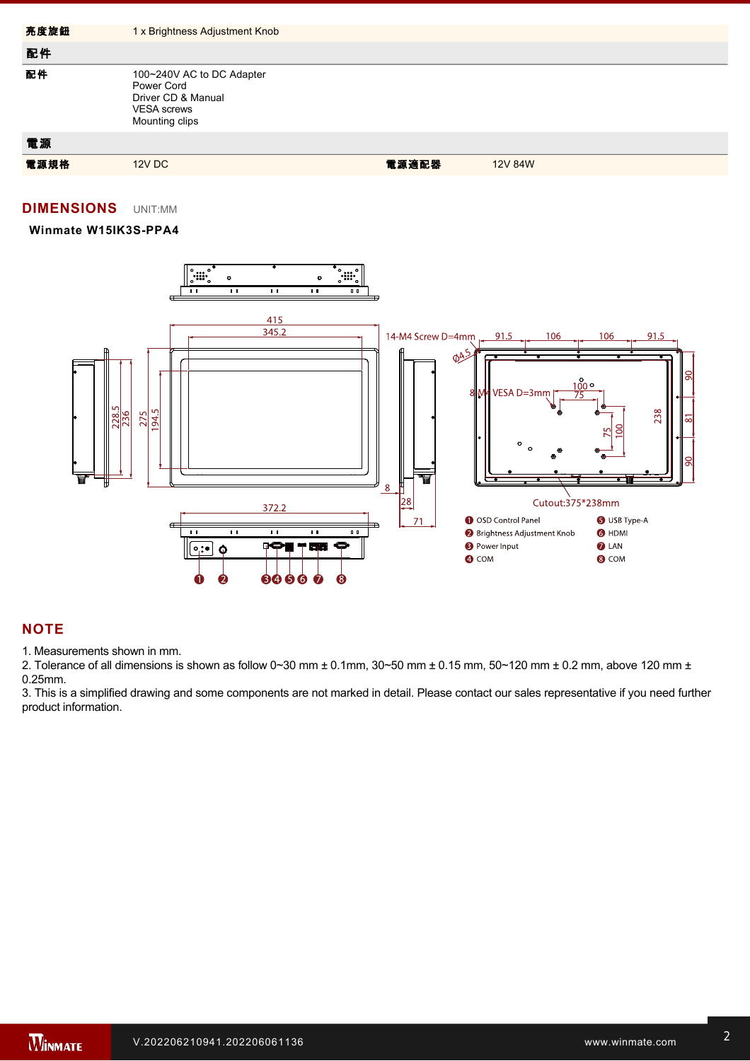| | | | |
|---|---|---|---|
| 亮度旋鈕 | 1 x Brightness Adjustment Knob | | |
| **配件** | | | |
| 配件 | 100~240V AC to DC Adapter<br>Power Cord<br>Driver CD & Manual<br>VESA screws<br>Mounting clips | | |
| **電源** | | | |
| 電源規格 | 12V DC | 電源適配器 | 12V 84W |

## DIMENSIONS UNIT:MM

**Winmate W15IK3S-PPA4**

415
345.2
228.5
236
275
194.5
372.2
8
28
71
14-M4 Screw D=4mm
Ø4.5
91.5
106
106
91.5
8-M4 VESA D=3mm
100
75
75
100
238
90
81
90
Cutout:375*238mm

1. OSD Control Panel
2. Brightness Adjustment Knob
3. Power Input
4. COM
5. USB Type-A
6. HDMI
7. LAN
8. COM

## NOTE

1. Measurements shown in mm.
2. Tolerance of all dimensions is shown as follow 0~30 mm ± 0.1mm, 30~50 mm ± 0.15 mm, 50~120 mm ± 0.2 mm, above 120 mm ± 0.25mm.
3. This is a simplified drawing and some components are not marked in detail. Please contact our sales representative if you need further product information.